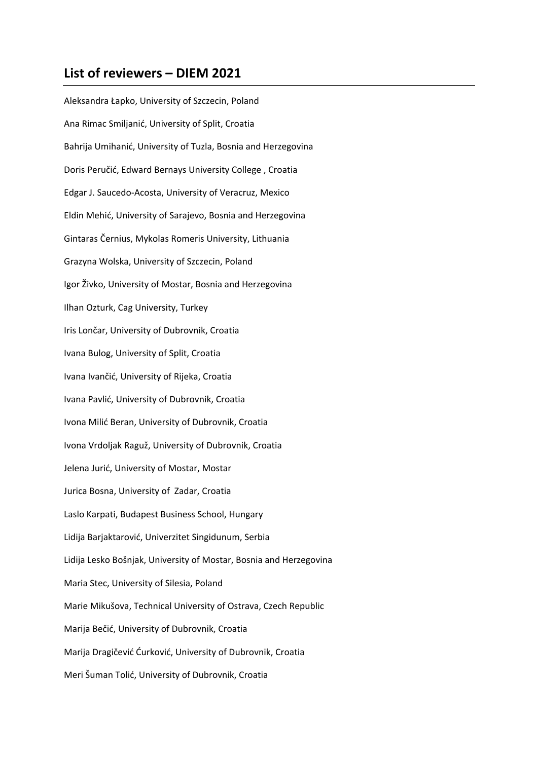## List of reviewers – DIEM 2021

Aleksandra Łapko, University of Szczecin, Poland

Ana Rimac Smiljanić, University of Split, Croatia

Bahrija Umihanić, University of Tuzla, Bosnia and Herzegovina

Doris Peručić, Edward Bernays University College , Croatia

Edgar J. Saucedo-Acosta, University of Veracruz, Mexico

Eldin Mehić, University of Sarajevo, Bosnia and Herzegovina

Gintaras Černius, Mykolas Romeris University, Lithuania

Grazyna Wolska, University of Szczecin, Poland

Igor Živko, University of Mostar, Bosnia and Herzegovina

Ilhan Ozturk, Cag University, Turkey

Iris Lončar, University of Dubrovnik, Croatia

Ivana Bulog, University of Split, Croatia

Ivana Ivančić, University of Rijeka, Croatia

Ivana Pavlić, University of Dubrovnik, Croatia

Ivona Milić Beran, University of Dubrovnik, Croatia

Ivona Vrdoljak Raguž, University of Dubrovnik, Croatia

Jelena Jurić, University of Mostar, Mostar

Jurica Bosna, University of Zadar, Croatia

Laslo Karpati, Budapest Business School, Hungary

Lidija Barjaktarović, Univerzitet Singidunum, Serbia

Lidija Lesko Bošnjak, University of Mostar, Bosnia and Herzegovina

Maria Stec, University of Silesia, Poland

Marie Mikušova, Technical University of Ostrava, Czech Republic

Marija Bečić, University of Dubrovnik, Croatia

Marija Dragičević Ćurković, University of Dubrovnik, Croatia

Meri Šuman Tolić, University of Dubrovnik, Croatia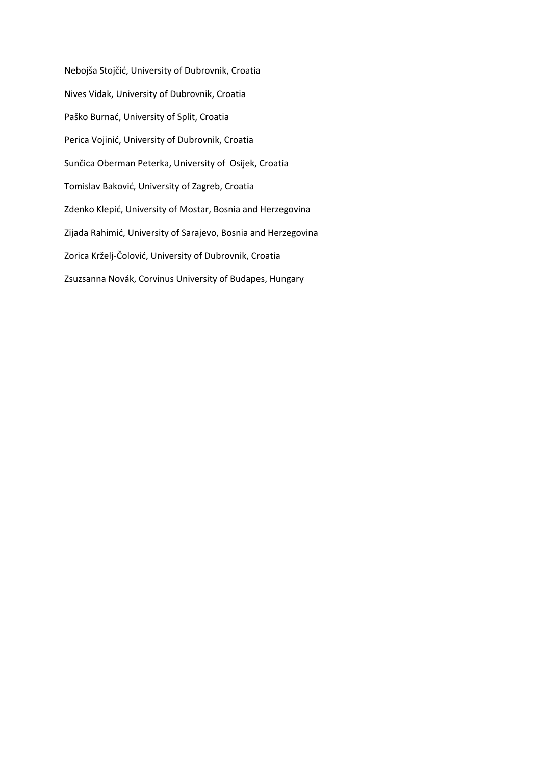Nebojša Stojčić, University of Dubrovnik, Croatia

Nives Vidak, University of Dubrovnik, Croatia

Paško Burnać, University of Split, Croatia

Perica Vojinić, University of Dubrovnik, Croatia

Sunčica Oberman Peterka, University of  Osijek, Croatia

Tomislav Baković, University of Zagreb, Croatia

Zdenko Klepić, University of Mostar, Bosnia and Herzegovina

Zijada Rahimić, University of Sarajevo, Bosnia and Herzegovina

Zorica Krželj-Čolović, University of Dubrovnik, Croatia

Zsuzsanna Novák, Corvinus University of Budapes, Hungary